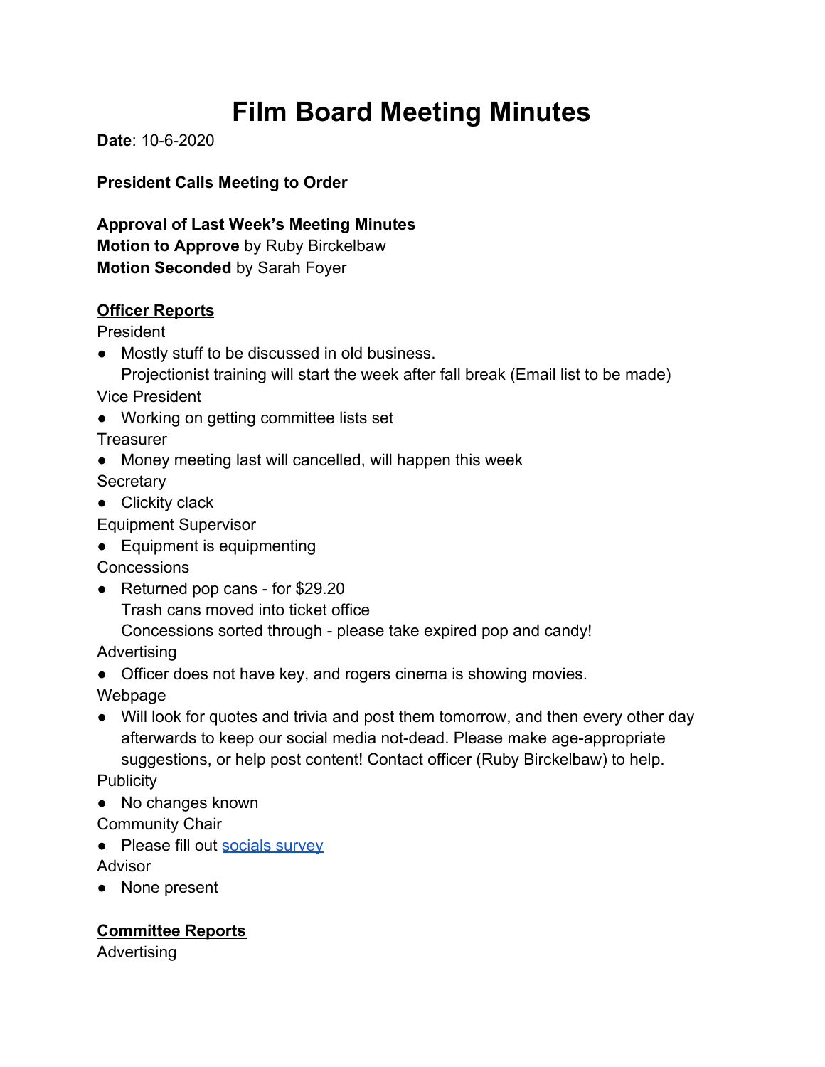# Film Board Meeting Minutes

**Date**: 10-6-2020

**President Calls Meeting to Order**

**Approval of Last Week's Meeting Minutes**
**Motion to Approve** by Ruby Birckelbaw
**Motion Seconded** by Sarah Foyer

**Officer Reports**

President

- Mostly stuff to be discussed in old business.
  Projectionist training will start the week after fall break (Email list to be made)

Vice President

- Working on getting committee lists set

Treasurer

- Money meeting last will cancelled, will happen this week

Secretary

- Clickity clack

Equipment Supervisor

- Equipment is equipmenting

Concessions

- Returned pop cans - for $29.20
  Trash cans moved into ticket office
  Concessions sorted through - please take expired pop and candy!

Advertising

- Officer does not have key, and rogers cinema is showing movies.

Webpage

- Will look for quotes and trivia and post them tomorrow, and then every other day afterwards to keep our social media not-dead. Please make age-appropriate suggestions, or help post content! Contact officer (Ruby Birckelbaw) to help.

Publicity

- No changes known

Community Chair

- Please fill out [socials survey]

Advisor

- None present

**Committee Reports**

Advertising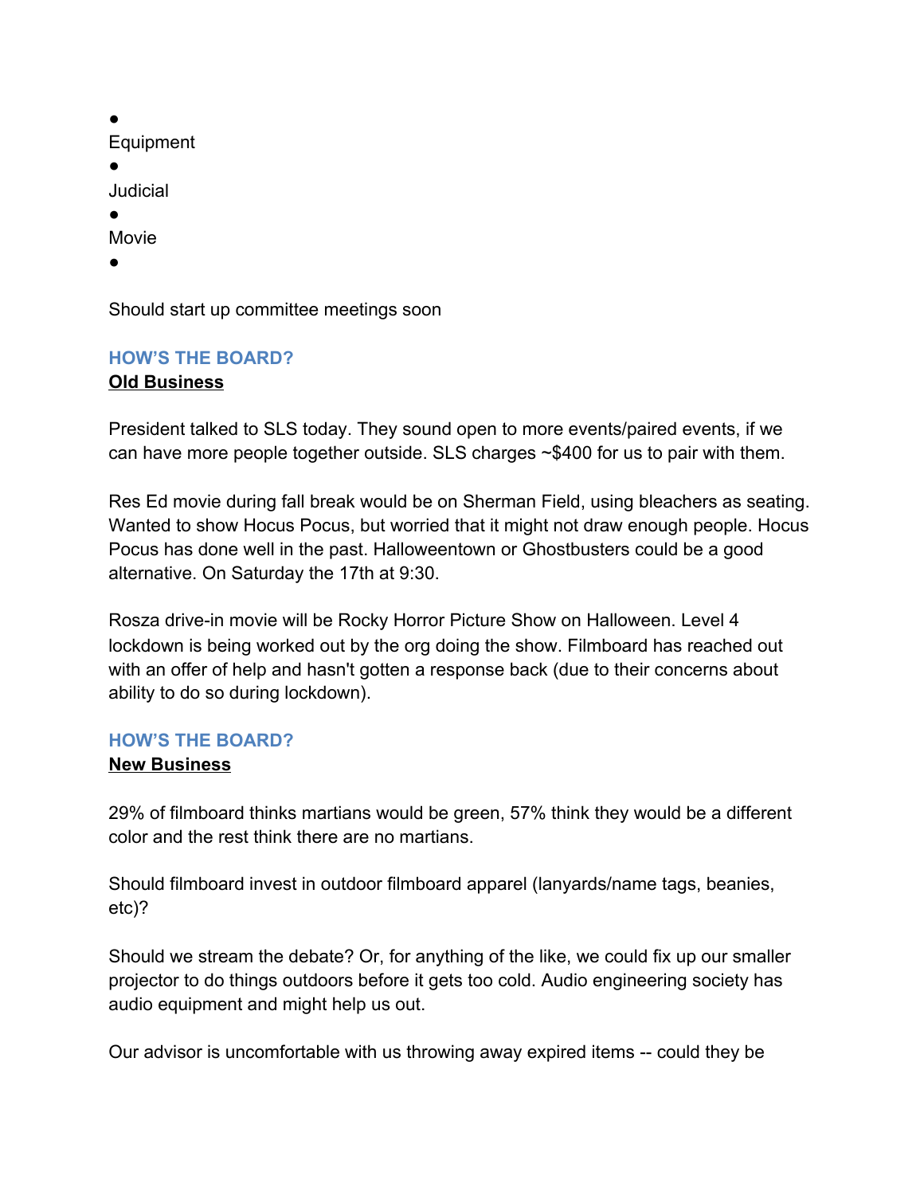- Equipment
- Judicial
- Movie
- 

Should start up committee meetings soon

## HOW'S THE BOARD?

### Old Business

President talked to SLS today. They sound open to more events/paired events, if we can have more people together outside. SLS charges ~$400 for us to pair with them.

Res Ed movie during fall break would be on Sherman Field, using bleachers as seating. Wanted to show Hocus Pocus, but worried that it might not draw enough people. Hocus Pocus has done well in the past. Halloweentown or Ghostbusters could be a good alternative. On Saturday the 17th at 9:30.

Rosza drive-in movie will be Rocky Horror Picture Show on Halloween. Level 4 lockdown is being worked out by the org doing the show. Filmboard has reached out with an offer of help and hasn't gotten a response back (due to their concerns about ability to do so during lockdown).

## HOW'S THE BOARD?

### New Business

29% of filmboard thinks martians would be green, 57% think they would be a different color and the rest think there are no martians.

Should filmboard invest in outdoor filmboard apparel (lanyards/name tags, beanies, etc)?

Should we stream the debate? Or, for anything of the like, we could fix up our smaller projector to do things outdoors before it gets too cold. Audio engineering society has audio equipment and might help us out.

Our advisor is uncomfortable with us throwing away expired items -- could they be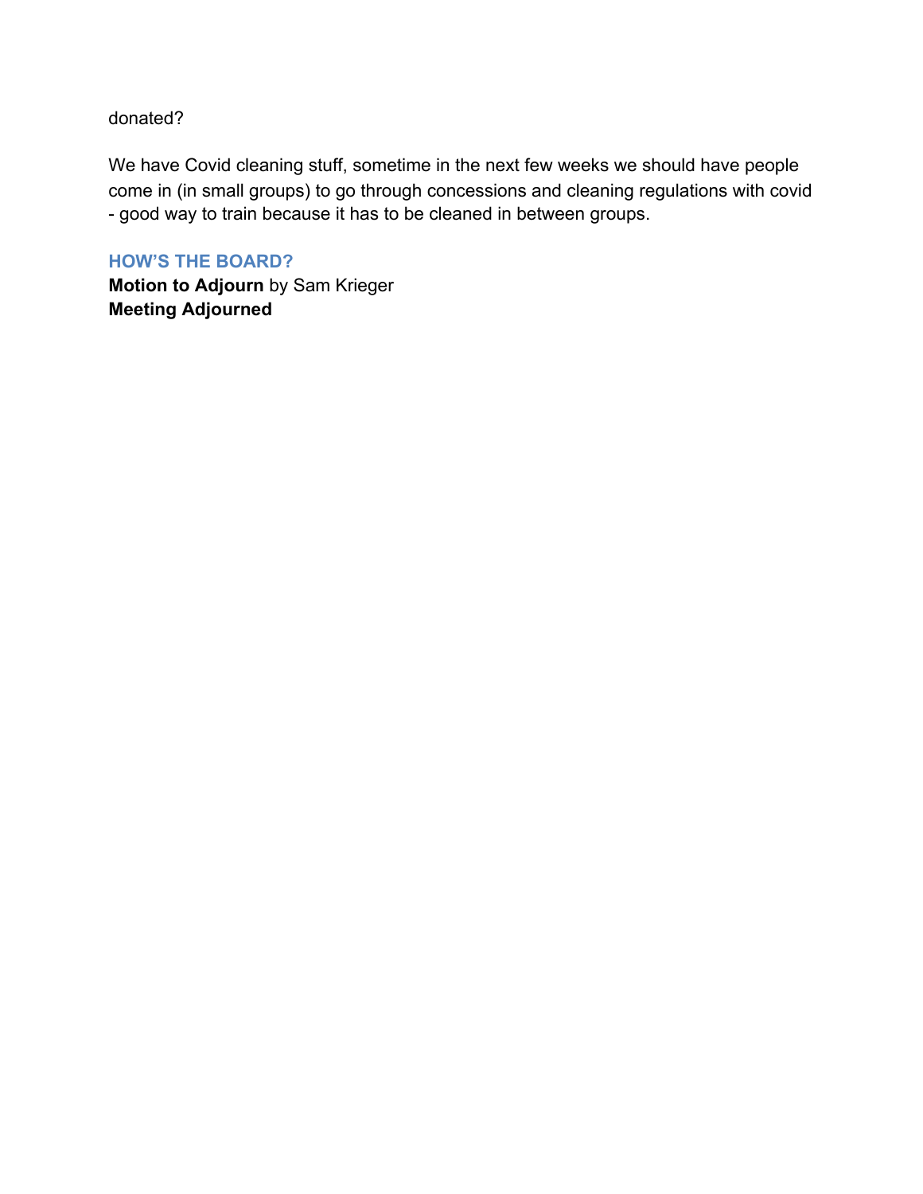donated?

We have Covid cleaning stuff, sometime in the next few weeks we should have people come in (in small groups) to go through concessions and cleaning regulations with covid - good way to train because it has to be cleaned in between groups.

### HOW'S THE BOARD?

**Motion to Adjourn** by Sam Krieger
**Meeting Adjourned**